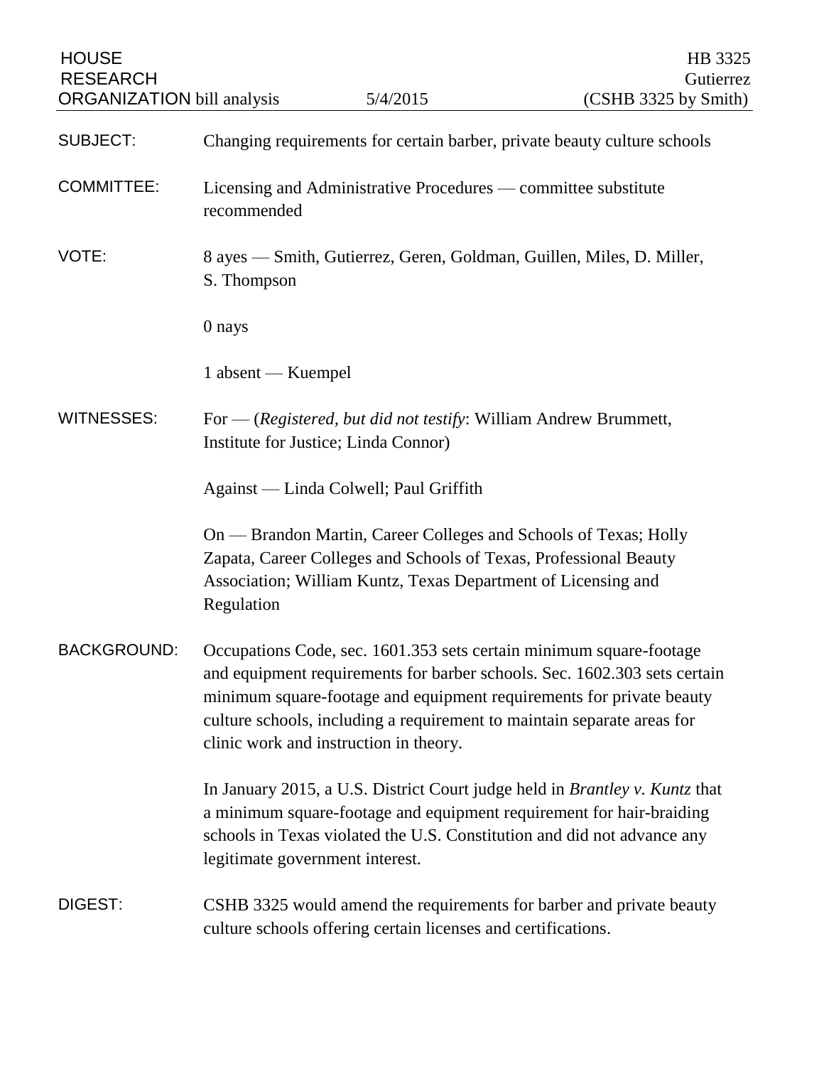HOUSE RESEARCH ORGANIZATION bill analysis 5/4/2015

HB 3325
Gutierrez
(CSHB 3325 by Smith)

**SUBJECT:** Changing requirements for certain barber, private beauty culture schools

**COMMITTEE:** Licensing and Administrative Procedures — committee substitute recommended

**VOTE:** 8 ayes — Smith, Gutierrez, Geren, Goldman, Guillen, Miles, D. Miller, S. Thompson

0 nays

1 absent — Kuempel

**WITNESSES:** For — (*Registered, but did not testify*: William Andrew Brummett, Institute for Justice; Linda Connor)

Against — Linda Colwell; Paul Griffith

On — Brandon Martin, Career Colleges and Schools of Texas; Holly Zapata, Career Colleges and Schools of Texas, Professional Beauty Association; William Kuntz, Texas Department of Licensing and Regulation

**BACKGROUND:** Occupations Code, sec. 1601.353 sets certain minimum square-footage and equipment requirements for barber schools. Sec. 1602.303 sets certain minimum square-footage and equipment requirements for private beauty culture schools, including a requirement to maintain separate areas for clinic work and instruction in theory.

In January 2015, a U.S. District Court judge held in *Brantley v. Kuntz* that a minimum square-footage and equipment requirement for hair-braiding schools in Texas violated the U.S. Constitution and did not advance any legitimate government interest.

**DIGEST:** CSHB 3325 would amend the requirements for barber and private beauty culture schools offering certain licenses and certifications.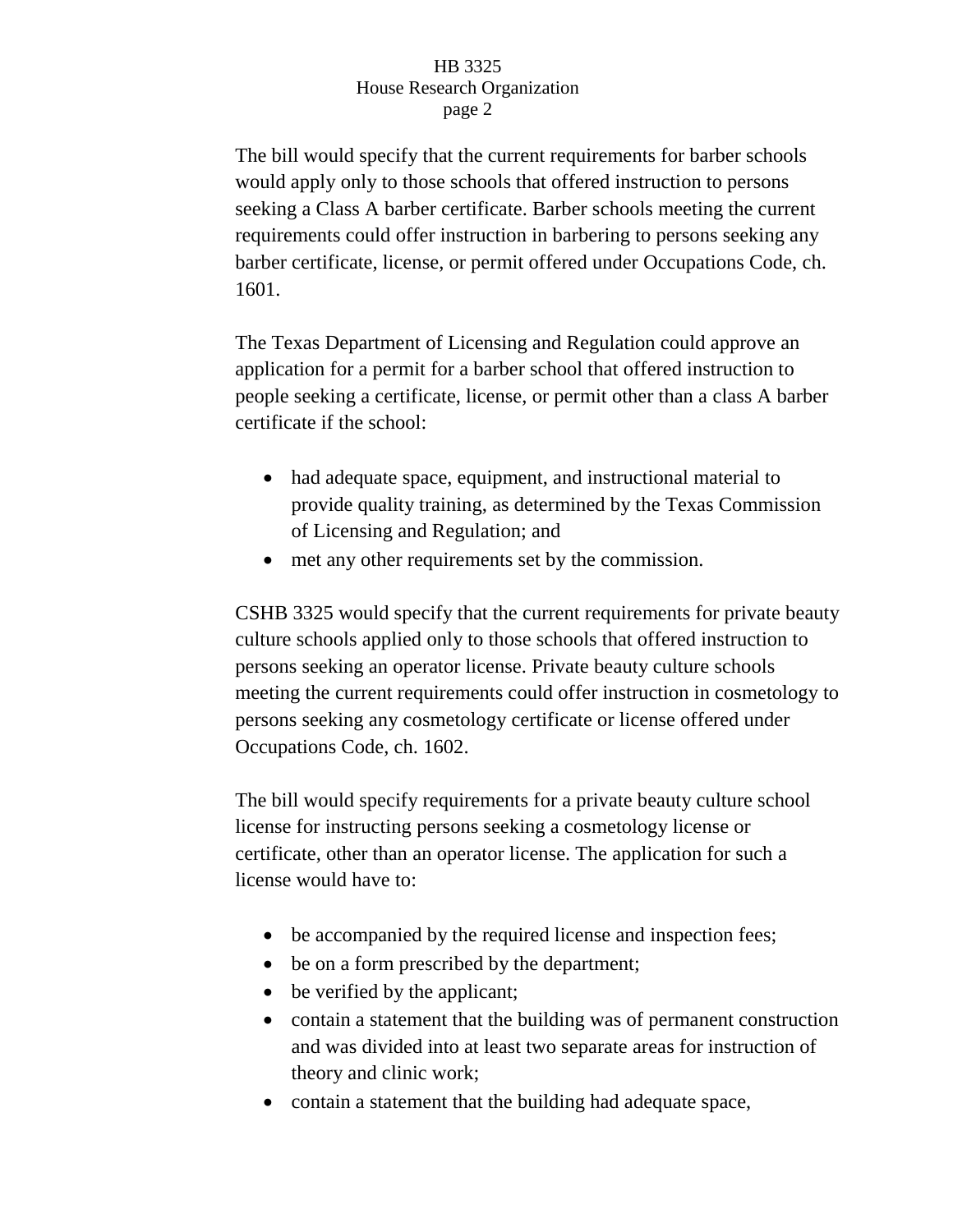The bill would specify that the current requirements for barber schools would apply only to those schools that offered instruction to persons seeking a Class A barber certificate. Barber schools meeting the current requirements could offer instruction in barbering to persons seeking any barber certificate, license, or permit offered under Occupations Code, ch. 1601.

The Texas Department of Licensing and Regulation could approve an application for a permit for a barber school that offered instruction to people seeking a certificate, license, or permit other than a class A barber certificate if the school:

- had adequate space, equipment, and instructional material to provide quality training, as determined by the Texas Commission of Licensing and Regulation; and
- met any other requirements set by the commission.

CSHB 3325 would specify that the current requirements for private beauty culture schools applied only to those schools that offered instruction to persons seeking an operator license. Private beauty culture schools meeting the current requirements could offer instruction in cosmetology to persons seeking any cosmetology certificate or license offered under Occupations Code, ch. 1602.

The bill would specify requirements for a private beauty culture school license for instructing persons seeking a cosmetology license or certificate, other than an operator license. The application for such a license would have to:

- be accompanied by the required license and inspection fees;
- be on a form prescribed by the department;
- be verified by the applicant;
- contain a statement that the building was of permanent construction and was divided into at least two separate areas for instruction of theory and clinic work;
- contain a statement that the building had adequate space,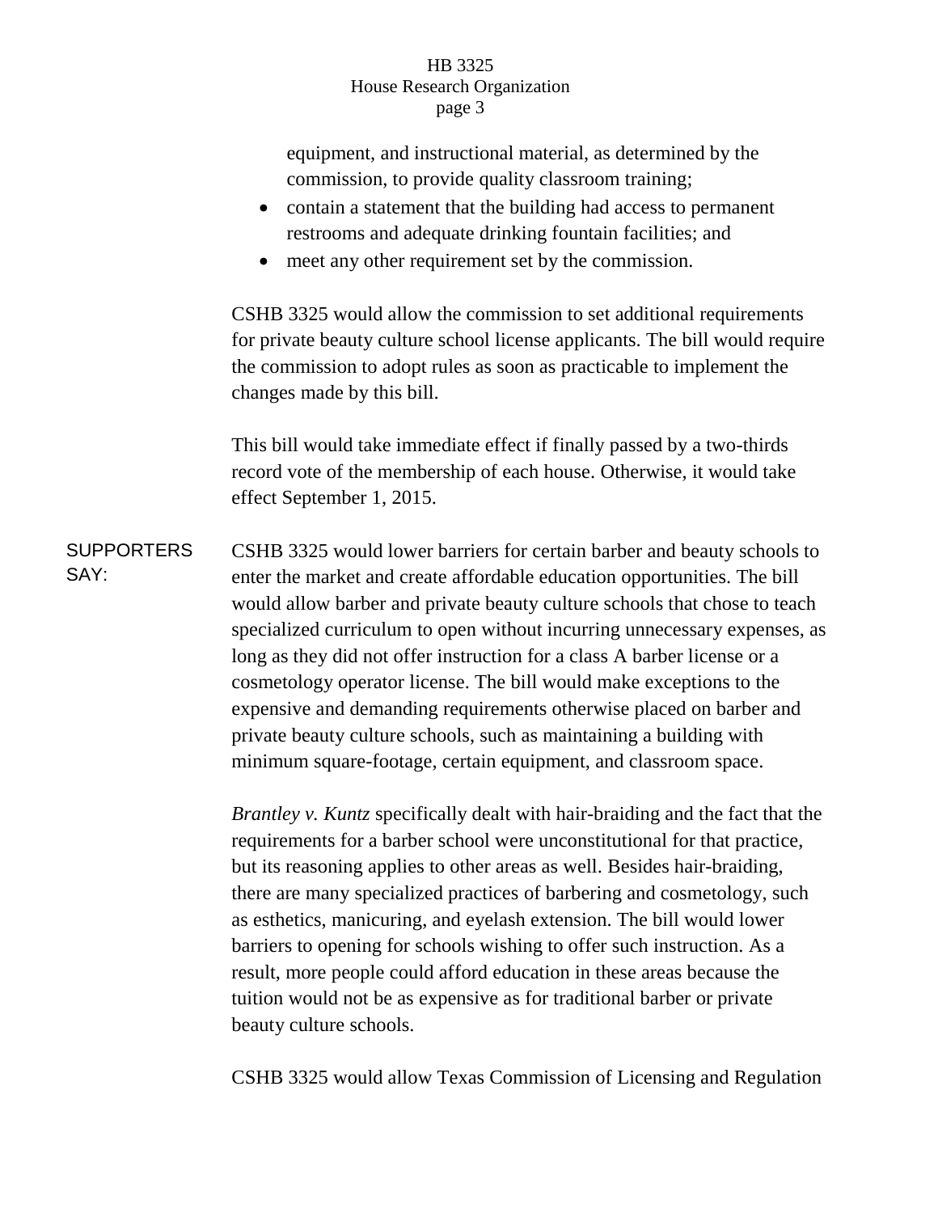equipment, and instructional material, as determined by the commission, to provide quality classroom training;

- contain a statement that the building had access to permanent restrooms and adequate drinking fountain facilities; and
- meet any other requirement set by the commission.

CSHB 3325 would allow the commission to set additional requirements for private beauty culture school license applicants. The bill would require the commission to adopt rules as soon as practicable to implement the changes made by this bill.

This bill would take immediate effect if finally passed by a two-thirds record vote of the membership of each house. Otherwise, it would take effect September 1, 2015.

**SUPPORTERS SAY:**

CSHB 3325 would lower barriers for certain barber and beauty schools to enter the market and create affordable education opportunities. The bill would allow barber and private beauty culture schools that chose to teach specialized curriculum to open without incurring unnecessary expenses, as long as they did not offer instruction for a class A barber license or a cosmetology operator license. The bill would make exceptions to the expensive and demanding requirements otherwise placed on barber and private beauty culture schools, such as maintaining a building with minimum square-footage, certain equipment, and classroom space.

*Brantley v. Kuntz* specifically dealt with hair-braiding and the fact that the requirements for a barber school were unconstitutional for that practice, but its reasoning applies to other areas as well. Besides hair-braiding, there are many specialized practices of barbering and cosmetology, such as esthetics, manicuring, and eyelash extension. The bill would lower barriers to opening for schools wishing to offer such instruction. As a result, more people could afford education in these areas because the tuition would not be as expensive as for traditional barber or private beauty culture schools.

CSHB 3325 would allow Texas Commission of Licensing and Regulation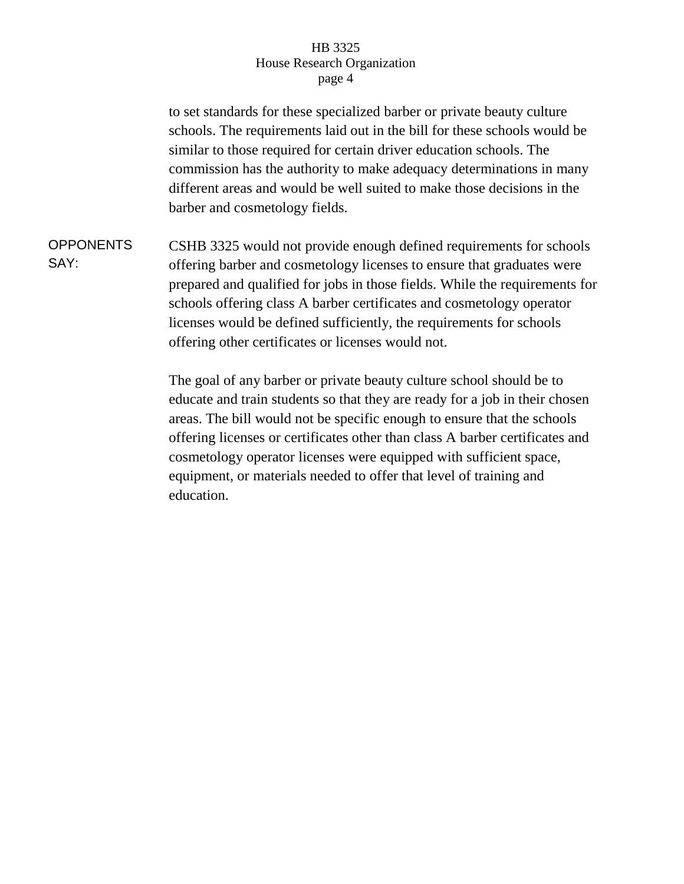to set standards for these specialized barber or private beauty culture schools. The requirements laid out in the bill for these schools would be similar to those required for certain driver education schools. The commission has the authority to make adequacy determinations in many different areas and would be well suited to make those decisions in the barber and cosmetology fields.

**OPPONENTS SAY:**

CSHB 3325 would not provide enough defined requirements for schools offering barber and cosmetology licenses to ensure that graduates were prepared and qualified for jobs in those fields. While the requirements for schools offering class A barber certificates and cosmetology operator licenses would be defined sufficiently, the requirements for schools offering other certificates or licenses would not.

The goal of any barber or private beauty culture school should be to educate and train students so that they are ready for a job in their chosen areas. The bill would not be specific enough to ensure that the schools offering licenses or certificates other than class A barber certificates and cosmetology operator licenses were equipped with sufficient space, equipment, or materials needed to offer that level of training and education.